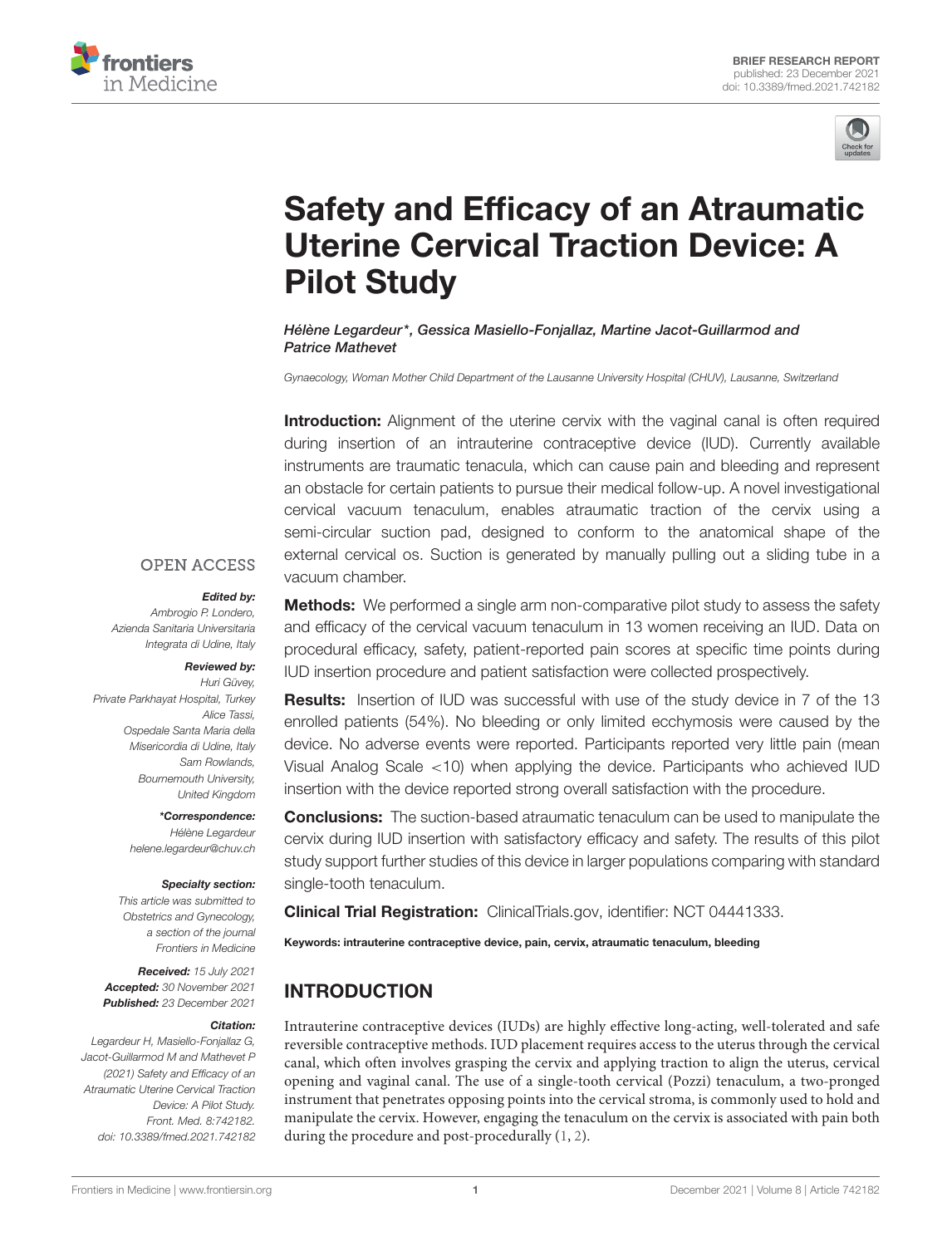BRIEF RESEARCH REPORT
published: 23 December 2021
doi: 10.3389/fmed.2021.742182

# Safety and Efficacy of an Atraumatic Uterine Cervical Traction Device: A Pilot Study

*Hélène Legardeur\*, Gessica Masiello-Fonjallaz, Martine Jacot-Guillarmod and Patrice Mathevet*

*Gynaecology, Woman Mother Child Department of the Lausanne University Hospital (CHUV), Lausanne, Switzerland*

**Introduction:** Alignment of the uterine cervix with the vaginal canal is often required during insertion of an intrauterine contraceptive device (IUD). Currently available instruments are traumatic tenacula, which can cause pain and bleeding and represent an obstacle for certain patients to pursue their medical follow-up. A novel investigational cervical vacuum tenaculum, enables atraumatic traction of the cervix using a semi-circular suction pad, designed to conform to the anatomical shape of the external cervical os. Suction is generated by manually pulling out a sliding tube in a vacuum chamber.

**Methods:** We performed a single arm non-comparative pilot study to assess the safety and efficacy of the cervical vacuum tenaculum in 13 women receiving an IUD. Data on procedural efficacy, safety, patient-reported pain scores at specific time points during IUD insertion procedure and patient satisfaction were collected prospectively.

**Results:** Insertion of IUD was successful with use of the study device in 7 of the 13 enrolled patients (54%). No bleeding or only limited ecchymosis were caused by the device. No adverse events were reported. Participants reported very little pain (mean Visual Analog Scale <10) when applying the device. Participants who achieved IUD insertion with the device reported strong overall satisfaction with the procedure.

**Conclusions:** The suction-based atraumatic tenaculum can be used to manipulate the cervix during IUD insertion with satisfactory efficacy and safety. The results of this pilot study support further studies of this device in larger populations comparing with standard single-tooth tenaculum.

**Clinical Trial Registration:** ClinicalTrials.gov, identifier: NCT 04441333.

**Keywords: intrauterine contraceptive device, pain, cervix, atraumatic tenaculum, bleeding**

OPEN ACCESS

***Edited by:***
*Ambrogio P. Londero, Azienda Sanitaria Universitaria Integrata di Udine, Italy*

***Reviewed by:***
*Huri Güvey, Private Parkhayat Hospital, Turkey*
*Alice Tassi, Ospedale Santa Maria della Misericordia di Udine, Italy*
*Sam Rowlands, Bournemouth University, United Kingdom*

***\*Correspondence:***
*Hélène Legardeur*
*helene.legardeur@chuv.ch*

***Specialty section:***
*This article was submitted to Obstetrics and Gynecology, a section of the journal Frontiers in Medicine*

***Received:*** *15 July 2021*
***Accepted:*** *30 November 2021*
***Published:*** *23 December 2021*

***Citation:***
*Legardeur H, Masiello-Fonjallaz G, Jacot-Guillarmod M and Mathevet P (2021) Safety and Efficacy of an Atraumatic Uterine Cervical Traction Device: A Pilot Study. Front. Med. 8:742182. doi: 10.3389/fmed.2021.742182*

## INTRODUCTION

Intrauterine contraceptive devices (IUDs) are highly effective long-acting, well-tolerated and safe reversible contraceptive methods. IUD placement requires access to the uterus through the cervical canal, which often involves grasping the cervix and applying traction to align the uterus, cervical opening and vaginal canal. The use of a single-tooth cervical (Pozzi) tenaculum, a two-pronged instrument that penetrates opposing points into the cervical stroma, is commonly used to hold and manipulate the cervix. However, engaging the tenaculum on the cervix is associated with pain both during the procedure and post-procedurally (1, 2).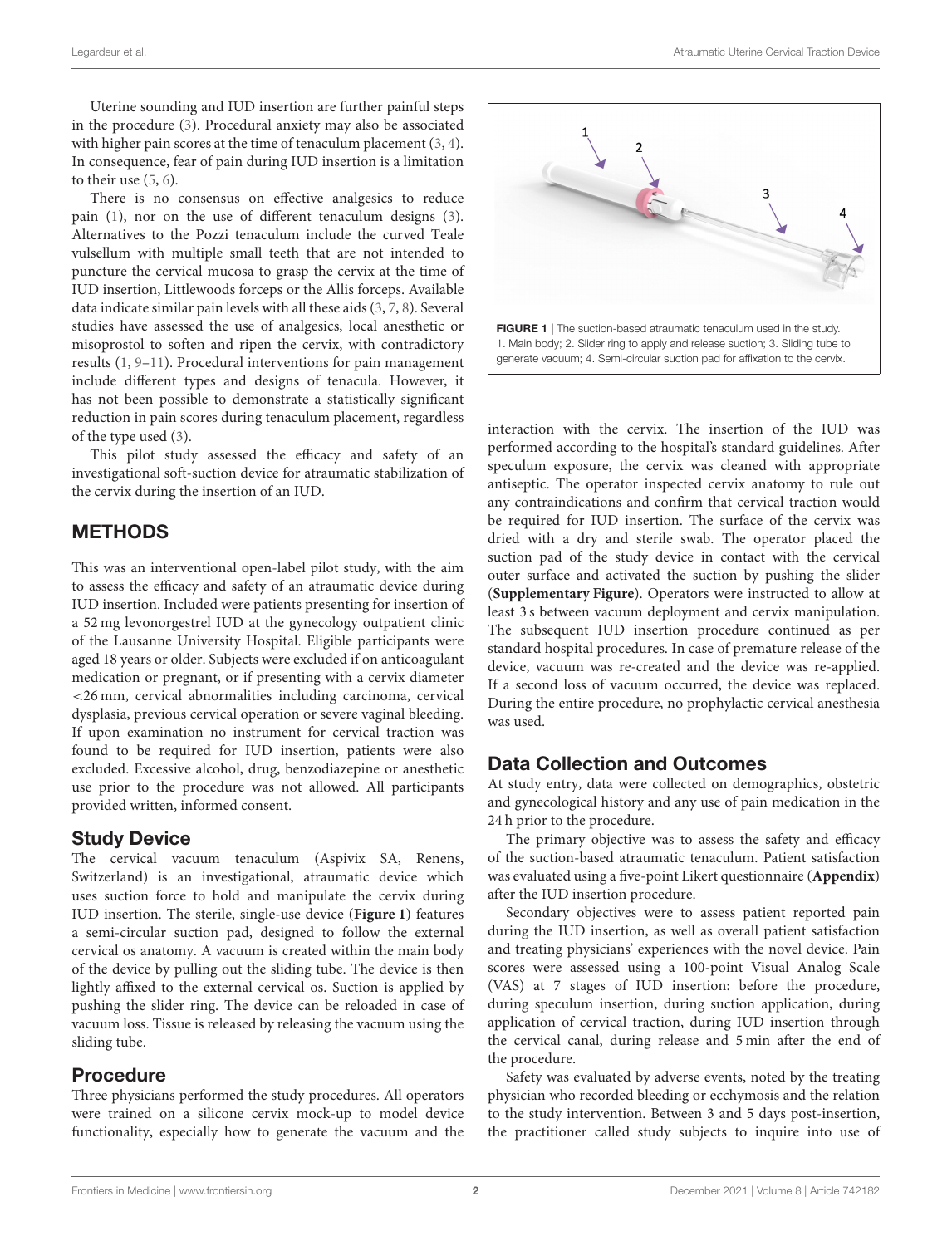Uterine sounding and IUD insertion are further painful steps in the procedure (3). Procedural anxiety may also be associated with higher pain scores at the time of tenaculum placement (3, 4). In consequence, fear of pain during IUD insertion is a limitation to their use (5, 6).

There is no consensus on effective analgesics to reduce pain (1), nor on the use of different tenaculum designs (3). Alternatives to the Pozzi tenaculum include the curved Teale vulsellum with multiple small teeth that are not intended to puncture the cervical mucosa to grasp the cervix at the time of IUD insertion, Littlewoods forceps or the Allis forceps. Available data indicate similar pain levels with all these aids (3, 7, 8). Several studies have assessed the use of analgesics, local anesthetic or misoprostol to soften and ripen the cervix, with contradictory results (1, 9–11). Procedural interventions for pain management include different types and designs of tenacula. However, it has not been possible to demonstrate a statistically significant reduction in pain scores during tenaculum placement, regardless of the type used (3).

This pilot study assessed the efficacy and safety of an investigational soft-suction device for atraumatic stabilization of the cervix during the insertion of an IUD.

## METHODS

This was an interventional open-label pilot study, with the aim to assess the efficacy and safety of an atraumatic device during IUD insertion. Included were patients presenting for insertion of a 52 mg levonorgestrel IUD at the gynecology outpatient clinic of the Lausanne University Hospital. Eligible participants were aged 18 years or older. Subjects were excluded if on anticoagulant medication or pregnant, or if presenting with a cervix diameter <26 mm, cervical abnormalities including carcinoma, cervical dysplasia, previous cervical operation or severe vaginal bleeding. If upon examination no instrument for cervical traction was found to be required for IUD insertion, patients were also excluded. Excessive alcohol, drug, benzodiazepine or anesthetic use prior to the procedure was not allowed. All participants provided written, informed consent.

### Study Device

The cervical vacuum tenaculum (Aspivix SA, Renens, Switzerland) is an investigational, atraumatic device which uses suction force to hold and manipulate the cervix during IUD insertion. The sterile, single-use device (**Figure 1**) features a semi-circular suction pad, designed to follow the external cervical os anatomy. A vacuum is created within the main body of the device by pulling out the sliding tube. The device is then lightly affixed to the external cervical os. Suction is applied by pushing the slider ring. The device can be reloaded in case of vacuum loss. Tissue is released by releasing the vacuum using the sliding tube.

**FIGURE 1 |** The suction-based atraumatic tenaculum used in the study. 1. Main body; 2. Slider ring to apply and release suction; 3. Sliding tube to generate vacuum; 4. Semi-circular suction pad for affixation to the cervix.

### Procedure

Three physicians performed the study procedures. All operators were trained on a silicone cervix mock-up to model device functionality, especially how to generate the vacuum and the interaction with the cervix. The insertion of the IUD was performed according to the hospital's standard guidelines. After speculum exposure, the cervix was cleaned with appropriate antiseptic. The operator inspected cervix anatomy to rule out any contraindications and confirm that cervical traction would be required for IUD insertion. The surface of the cervix was dried with a dry and sterile swab. The operator placed the suction pad of the study device in contact with the cervical outer surface and activated the suction by pushing the slider (**Supplementary Figure**). Operators were instructed to allow at least 3 s between vacuum deployment and cervix manipulation. The subsequent IUD insertion procedure continued as per standard hospital procedures. In case of premature release of the device, vacuum was re-created and the device was re-applied. If a second loss of vacuum occurred, the device was replaced. During the entire procedure, no prophylactic cervical anesthesia was used.

### Data Collection and Outcomes

At study entry, data were collected on demographics, obstetric and gynecological history and any use of pain medication in the 24 h prior to the procedure.

The primary objective was to assess the safety and efficacy of the suction-based atraumatic tenaculum. Patient satisfaction was evaluated using a five-point Likert questionnaire (**Appendix**) after the IUD insertion procedure.

Secondary objectives were to assess patient reported pain during the IUD insertion, as well as overall patient satisfaction and treating physicians' experiences with the novel device. Pain scores were assessed using a 100-point Visual Analog Scale (VAS) at 7 stages of IUD insertion: before the procedure, during speculum insertion, during suction application, during application of cervical traction, during IUD insertion through the cervical canal, during release and 5 min after the end of the procedure.

Safety was evaluated by adverse events, noted by the treating physician who recorded bleeding or ecchymosis and the relation to the study intervention. Between 3 and 5 days post-insertion, the practitioner called study subjects to inquire into use of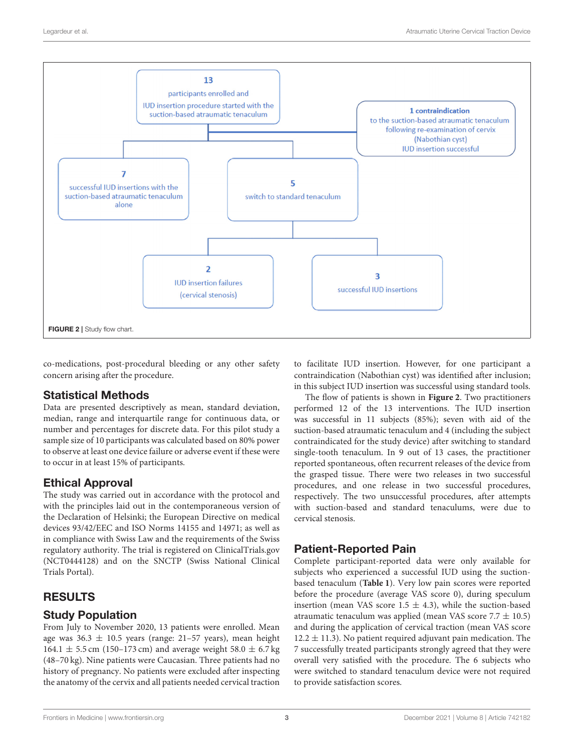13
participants enrolled and
IUD insertion procedure started with the suction-based atraumatic tenaculum

1 contraindication
to the suction-based atraumatic tenaculum following re-examination of cervix (Nabothian cyst)
IUD insertion successful

7
successful IUD insertions with the suction-based atraumatic tenaculum alone

5
switch to standard tenaculum

2
IUD insertion failures
(cervical stenosis)

3
successful IUD insertions

**FIGURE 2** | Study flow chart.

co-medications, post-procedural bleeding or any other safety concern arising after the procedure.

## Statistical Methods

Data are presented descriptively as mean, standard deviation, median, range and interquartile range for continuous data, or number and percentages for discrete data. For this pilot study a sample size of 10 participants was calculated based on 80% power to observe at least one device failure or adverse event if these were to occur in at least 15% of participants.

## Ethical Approval

The study was carried out in accordance with the protocol and with the principles laid out in the contemporaneous version of the Declaration of Helsinki; the European Directive on medical devices 93/42/EEC and ISO Norms 14155 and 14971; as well as in compliance with Swiss Law and the requirements of the Swiss regulatory authority. The trial is registered on ClinicalTrials.gov (NCT0444128) and on the SNCTP (Swiss National Clinical Trials Portal).

# RESULTS

## Study Population

From July to November 2020, 13 patients were enrolled. Mean age was 36.3 ± 10.5 years (range: 21–57 years), mean height 164.1 ± 5.5 cm (150–173 cm) and average weight 58.0 ± 6.7 kg (48–70 kg). Nine patients were Caucasian. Three patients had no history of pregnancy. No patients were excluded after inspecting the anatomy of the cervix and all patients needed cervical traction to facilitate IUD insertion. However, for one participant a contraindication (Nabothian cyst) was identified after inclusion; in this subject IUD insertion was successful using standard tools.

The flow of patients is shown in **Figure 2**. Two practitioners performed 12 of the 13 interventions. The IUD insertion was successful in 11 subjects (85%); seven with aid of the suction-based atraumatic tenaculum and 4 (including the subject contraindicated for the study device) after switching to standard single-tooth tenaculum. In 9 out of 13 cases, the practitioner reported spontaneous, often recurrent releases of the device from the grasped tissue. There were two releases in two successful procedures, and one release in two successful procedures, respectively. The two unsuccessful procedures, after attempts with suction-based and standard tenaculums, were due to cervical stenosis.

## Patient-Reported Pain

Complete participant-reported data were only available for subjects who experienced a successful IUD using the suction-based tenaculum (**Table 1**). Very low pain scores were reported before the procedure (average VAS score 0), during speculum insertion (mean VAS score 1.5 ± 4.3), while the suction-based atraumatic tenaculum was applied (mean VAS score 7.7 ± 10.5) and during the application of cervical traction (mean VAS score 12.2 ± 11.3). No patient required adjuvant pain medication. The 7 successfully treated participants strongly agreed that they were overall very satisfied with the procedure. The 6 subjects who were switched to standard tenaculum device were not required to provide satisfaction scores.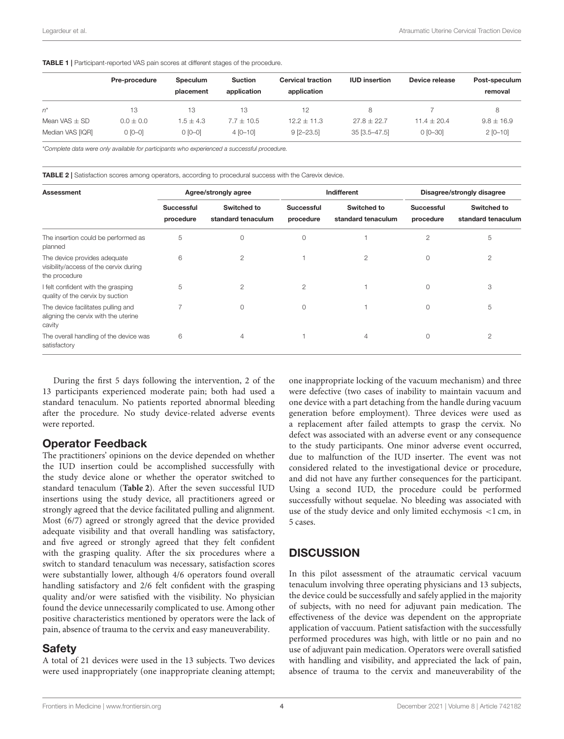**TABLE 1 |** Participant-reported VAS pain scores at different stages of the procedure.

| | Pre-procedure | Speculum placement | Suction application | Cervical traction application | IUD insertion | Device release | Post-speculum removal |
|---|---|---|---|---|---|---|---|
| $n^*$ | 13 | 13 | 13 | 12 | 8 | 7 | 8 |
| Mean VAS ± SD | 0.0 ± 0.0 | 1.5 ± 4.3 | 7.7 ± 10.5 | 12.2 ± 11.3 | 27.8 ± 22.7 | 11.4 ± 20.4 | 9.8 ± 16.9 |
| Median VAS [IQR] | 0 [0–0] | 0 [0–0] | 4 [0–10] | 9 [2–23.5] | 35 [3.5–47.5] | 0 [0–30] | 2 [0–10] |

*Complete data were only available for participants who experienced a successful procedure.

**TABLE 2 |** Satisfaction scores among operators, according to procedural success with the Carevix device.

| Assessment | Agree/strongly agree | | Indifferent | | Disagree/strongly disagree | |
|---|---|---|---|---|---|---|
| | Successful procedure | Switched to standard tenaculum | Successful procedure | Switched to standard tenaculum | Successful procedure | Switched to standard tenaculum |
| The insertion could be performed as planned | 5 | 0 | 0 | 1 | 2 | 5 |
| The device provides adequate visibility/access of the cervix during the procedure | 6 | 2 | 1 | 2 | 0 | 2 |
| I felt confident with the grasping quality of the cervix by suction | 5 | 2 | 2 | 1 | 0 | 3 |
| The device facilitates pulling and aligning the cervix with the uterine cavity | 7 | 0 | 0 | 1 | 0 | 5 |
| The overall handling of the device was satisfactory | 6 | 4 | 1 | 4 | 0 | 2 |

During the first 5 days following the intervention, 2 of the 13 participants experienced moderate pain; both had used a standard tenaculum. No patients reported abnormal bleeding after the procedure. No study device-related adverse events were reported.

## Operator Feedback

The practitioners' opinions on the device depended on whether the IUD insertion could be accomplished successfully with the study device alone or whether the operator switched to standard tenaculum (**Table 2**). After the seven successful IUD insertions using the study device, all practitioners agreed or strongly agreed that the device facilitated pulling and alignment. Most (6/7) agreed or strongly agreed that the device provided adequate visibility and that overall handling was satisfactory, and five agreed or strongly agreed that they felt confident with the grasping quality. After the six procedures where a switch to standard tenaculum was necessary, satisfaction scores were substantially lower, although 4/6 operators found overall handling satisfactory and 2/6 felt confident with the grasping quality and/or were satisfied with the visibility. No physician found the device unnecessarily complicated to use. Among other positive characteristics mentioned by operators were the lack of pain, absence of trauma to the cervix and easy maneuverability.

## Safety

A total of 21 devices were used in the 13 subjects. Two devices were used inappropriately (one inappropriate cleaning attempt; one inappropriate locking of the vacuum mechanism) and three were defective (two cases of inability to maintain vacuum and one device with a part detaching from the handle during vacuum generation before employment). Three devices were used as a replacement after failed attempts to grasp the cervix. No defect was associated with an adverse event or any consequence to the study participants. One minor adverse event occurred, due to malfunction of the IUD inserter. The event was not considered related to the investigational device or procedure, and did not have any further consequences for the participant. Using a second IUD, the procedure could be performed successfully without sequelae. No bleeding was associated with use of the study device and only limited ecchymosis <1 cm, in 5 cases.

# DISCUSSION

In this pilot assessment of the atraumatic cervical vacuum tenaculum involving three operating physicians and 13 subjects, the device could be successfully and safely applied in the majority of subjects, with no need for adjuvant pain medication. The effectiveness of the device was dependent on the appropriate application of vaccuum. Patient satisfaction with the successfully performed procedures was high, with little or no pain and no use of adjuvant pain medication. Operators were overall satisfied with handling and visibility, and appreciated the lack of pain, absence of trauma to the cervix and maneuverability of the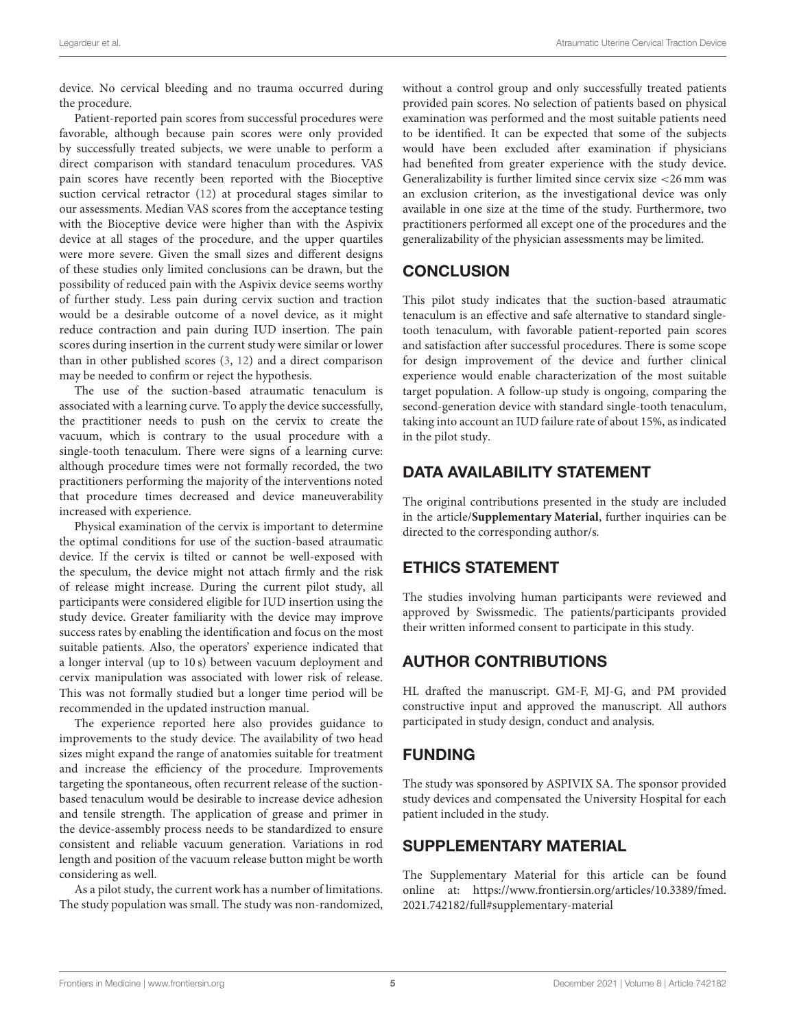device. No cervical bleeding and no trauma occurred during the procedure.

Patient-reported pain scores from successful procedures were favorable, although because pain scores were only provided by successfully treated subjects, we were unable to perform a direct comparison with standard tenaculum procedures. VAS pain scores have recently been reported with the Bioceptive suction cervical retractor (12) at procedural stages similar to our assessments. Median VAS scores from the acceptance testing with the Bioceptive device were higher than with the Aspivix device at all stages of the procedure, and the upper quartiles were more severe. Given the small sizes and different designs of these studies only limited conclusions can be drawn, but the possibility of reduced pain with the Aspivix device seems worthy of further study. Less pain during cervix suction and traction would be a desirable outcome of a novel device, as it might reduce contraction and pain during IUD insertion. The pain scores during insertion in the current study were similar or lower than in other published scores (3, 12) and a direct comparison may be needed to confirm or reject the hypothesis.

The use of the suction-based atraumatic tenaculum is associated with a learning curve. To apply the device successfully, the practitioner needs to push on the cervix to create the vacuum, which is contrary to the usual procedure with a single-tooth tenaculum. There were signs of a learning curve: although procedure times were not formally recorded, the two practitioners performing the majority of the interventions noted that procedure times decreased and device maneuverability increased with experience.

Physical examination of the cervix is important to determine the optimal conditions for use of the suction-based atraumatic device. If the cervix is tilted or cannot be well-exposed with the speculum, the device might not attach firmly and the risk of release might increase. During the current pilot study, all participants were considered eligible for IUD insertion using the study device. Greater familiarity with the device may improve success rates by enabling the identification and focus on the most suitable patients. Also, the operators' experience indicated that a longer interval (up to 10 s) between vacuum deployment and cervix manipulation was associated with lower risk of release. This was not formally studied but a longer time period will be recommended in the updated instruction manual.

The experience reported here also provides guidance to improvements to the study device. The availability of two head sizes might expand the range of anatomies suitable for treatment and increase the efficiency of the procedure. Improvements targeting the spontaneous, often recurrent release of the suction-based tenaculum would be desirable to increase device adhesion and tensile strength. The application of grease and primer in the device-assembly process needs to be standardized to ensure consistent and reliable vacuum generation. Variations in rod length and position of the vacuum release button might be worth considering as well.

As a pilot study, the current work has a number of limitations. The study population was small. The study was non-randomized, without a control group and only successfully treated patients provided pain scores. No selection of patients based on physical examination was performed and the most suitable patients need to be identified. It can be expected that some of the subjects would have been excluded after examination if physicians had benefited from greater experience with the study device. Generalizability is further limited since cervix size <26 mm was an exclusion criterion, as the investigational device was only available in one size at the time of the study. Furthermore, two practitioners performed all except one of the procedures and the generalizability of the physician assessments may be limited.

## CONCLUSION

This pilot study indicates that the suction-based atraumatic tenaculum is an effective and safe alternative to standard single-tooth tenaculum, with favorable patient-reported pain scores and satisfaction after successful procedures. There is some scope for design improvement of the device and further clinical experience would enable characterization of the most suitable target population. A follow-up study is ongoing, comparing the second-generation device with standard single-tooth tenaculum, taking into account an IUD failure rate of about 15%, as indicated in the pilot study.

## DATA AVAILABILITY STATEMENT

The original contributions presented in the study are included in the article/**Supplementary Material**, further inquiries can be directed to the corresponding author/s.

## ETHICS STATEMENT

The studies involving human participants were reviewed and approved by Swissmedic. The patients/participants provided their written informed consent to participate in this study.

## AUTHOR CONTRIBUTIONS

HL drafted the manuscript. GM-F, MJ-G, and PM provided constructive input and approved the manuscript. All authors participated in study design, conduct and analysis.

## FUNDING

The study was sponsored by ASPIVIX SA. The sponsor provided study devices and compensated the University Hospital for each patient included in the study.

## SUPPLEMENTARY MATERIAL

The Supplementary Material for this article can be found online at: https://www.frontiersin.org/articles/10.3389/fmed.2021.742182/full#supplementary-material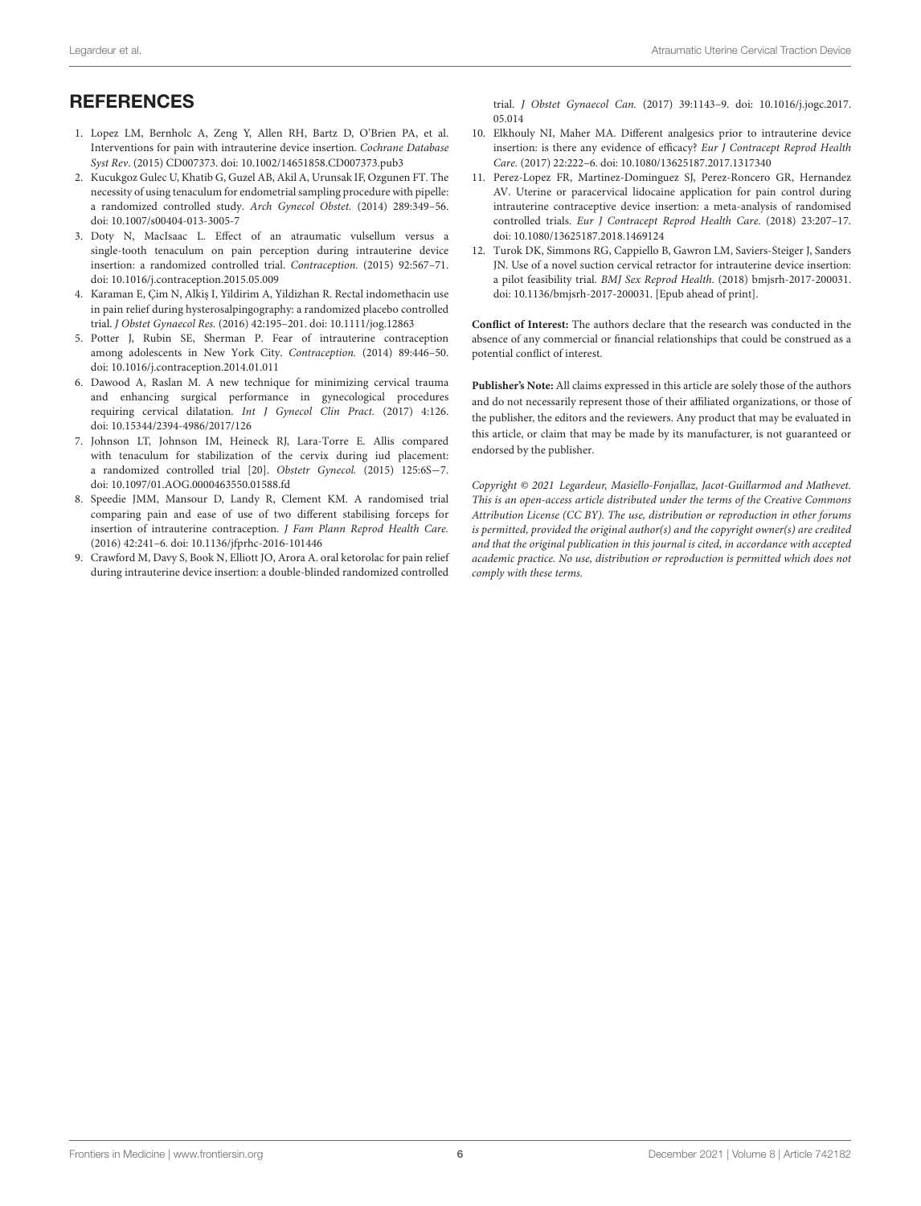## REFERENCES

1. Lopez LM, Bernholc A, Zeng Y, Allen RH, Bartz D, O'Brien PA, et al. Interventions for pain with intrauterine device insertion. *Cochrane Database Syst Rev*. (2015) CD007373. doi: 10.1002/14651858.CD007373.pub3
2. Kucukgoz Gulec U, Khatib G, Guzel AB, Akil A, Urunsak IF, Ozgunen FT. The necessity of using tenaculum for endometrial sampling procedure with pipelle: a randomized controlled study. *Arch Gynecol Obstet.* (2014) 289:349–56. doi: 10.1007/s00404-013-3005-7
3. Doty N, MacIsaac L. Effect of an atraumatic vulsellum versus a single-tooth tenaculum on pain perception during intrauterine device insertion: a randomized controlled trial. *Contraception.* (2015) 92:567–71. doi: 10.1016/j.contraception.2015.05.009
4. Karaman E, Çim N, Alkiş I, Yildirim A, Yildizhan R. Rectal indomethacin use in pain relief during hysterosalpingography: a randomized placebo controlled trial. *J Obstet Gynaecol Res.* (2016) 42:195–201. doi: 10.1111/jog.12863
5. Potter J, Rubin SE, Sherman P. Fear of intrauterine contraception among adolescents in New York City. *Contraception.* (2014) 89:446–50. doi: 10.1016/j.contraception.2014.01.011
6. Dawood A, Raslan M. A new technique for minimizing cervical trauma and enhancing surgical performance in gynecological procedures requiring cervical dilatation. *Int J Gynecol Clin Pract.* (2017) 4:126. doi: 10.15344/2394-4986/2017/126
7. Johnson LT, Johnson IM, Heineck RJ, Lara-Torre E. Allis compared with tenaculum for stabilization of the cervix during iud placement: a randomized controlled trial [20]. *Obstetr Gynecol.* (2015) 125:6S−7. doi: 10.1097/01.AOG.0000463550.01588.fd
8. Speedie JMM, Mansour D, Landy R, Clement KM. A randomised trial comparing pain and ease of use of two different stabilising forceps for insertion of intrauterine contraception. *J Fam Plann Reprod Health Care.* (2016) 42:241–6. doi: 10.1136/jfprhc-2016-101446
9. Crawford M, Davy S, Book N, Elliott JO, Arora A. oral ketorolac for pain relief during intrauterine device insertion: a double-blinded randomized controlled trial. *J Obstet Gynaecol Can.* (2017) 39:1143–9. doi: 10.1016/j.jogc.2017.05.014
10. Elkhouly NI, Maher MA. Different analgesics prior to intrauterine device insertion: is there any evidence of efficacy? *Eur J Contracept Reprod Health Care.* (2017) 22:222–6. doi: 10.1080/13625187.2017.1317340
11. Perez-Lopez FR, Martinez-Dominguez SJ, Perez-Roncero GR, Hernandez AV. Uterine or paracervical lidocaine application for pain control during intrauterine contraceptive device insertion: a meta-analysis of randomised controlled trials. *Eur J Contracept Reprod Health Care.* (2018) 23:207–17. doi: 10.1080/13625187.2018.1469124
12. Turok DK, Simmons RG, Cappiello B, Gawron LM, Saviers-Steiger J, Sanders JN. Use of a novel suction cervical retractor for intrauterine device insertion: a pilot feasibility trial. *BMJ Sex Reprod Health.* (2018) bmjsrh-2017-200031. doi: 10.1136/bmjsrh-2017-200031. [Epub ahead of print].

**Conflict of Interest:** The authors declare that the research was conducted in the absence of any commercial or financial relationships that could be construed as a potential conflict of interest.

**Publisher's Note:** All claims expressed in this article are solely those of the authors and do not necessarily represent those of their affiliated organizations, or those of the publisher, the editors and the reviewers. Any product that may be evaluated in this article, or claim that may be made by its manufacturer, is not guaranteed or endorsed by the publisher.

*Copyright © 2021 Legardeur, Masiello-Fonjallaz, Jacot-Guillarmod and Mathevet. This is an open-access article distributed under the terms of the Creative Commons Attribution License (CC BY). The use, distribution or reproduction in other forums is permitted, provided the original author(s) and the copyright owner(s) are credited and that the original publication in this journal is cited, in accordance with accepted academic practice. No use, distribution or reproduction is permitted which does not comply with these terms.*